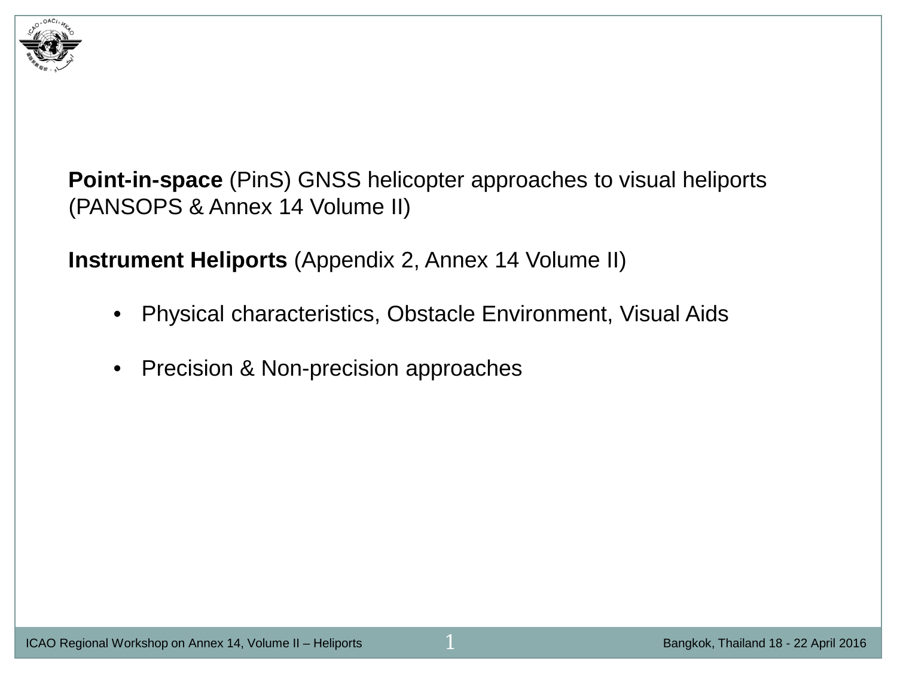**Point-in-space** (PinS) GNSS helicopter approaches to visual heliports (PANSOPS & Annex 14 Volume II)

**Instrument Heliports** (Appendix 2, Annex 14 Volume II)

- Physical characteristics, Obstacle Environment, Visual Aids
- Precision & Non-precision approaches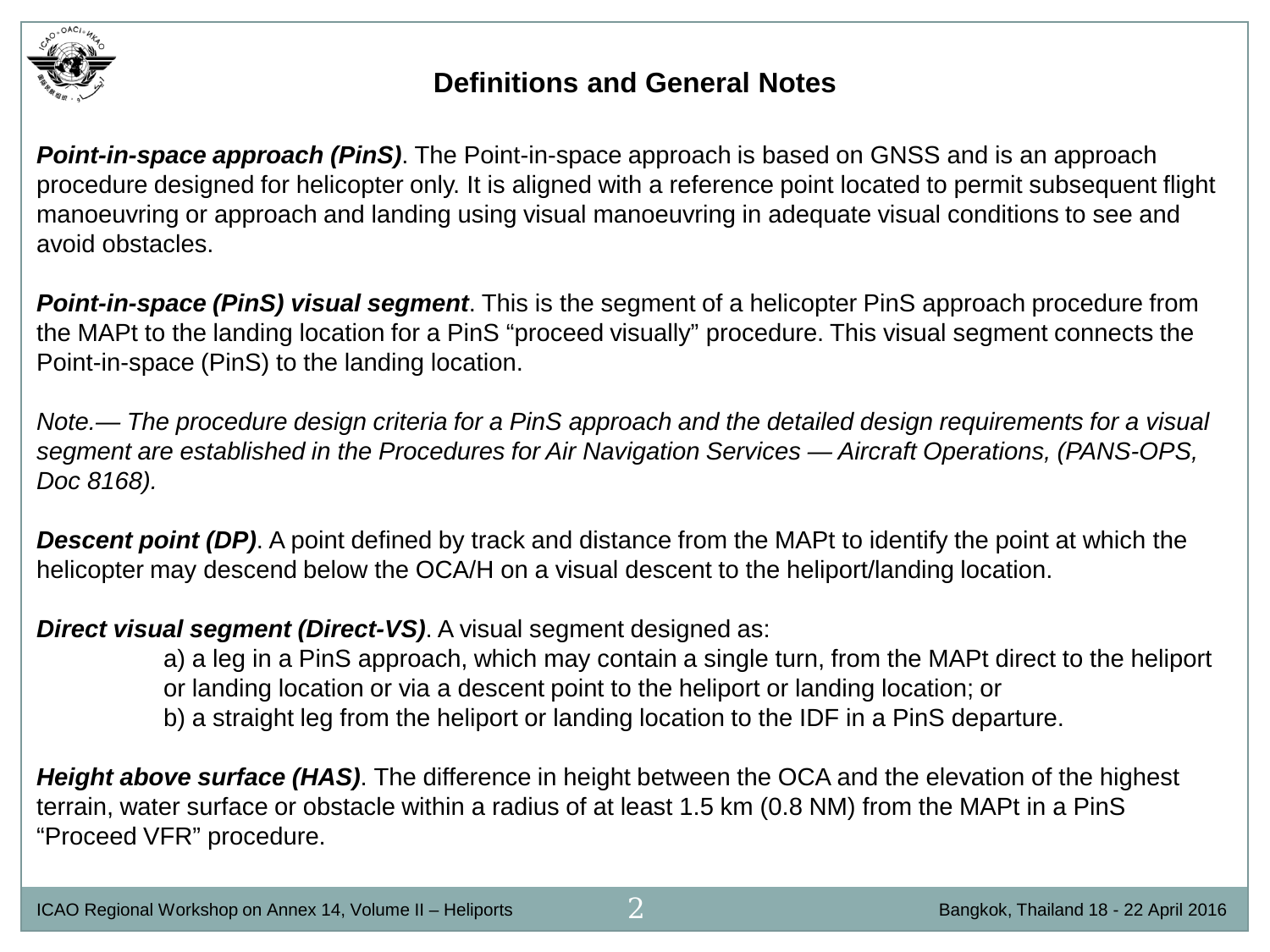# Definitions and General Notes

***Point-in-space approach (PinS)***. The Point-in-space approach is based on GNSS and is an approach procedure designed for helicopter only. It is aligned with a reference point located to permit subsequent flight manoeuvring or approach and landing using visual manoeuvring in adequate visual conditions to see and avoid obstacles.

***Point-in-space (PinS) visual segment***. This is the segment of a helicopter PinS approach procedure from the MAPt to the landing location for a PinS "proceed visually" procedure. This visual segment connects the Point-in-space (PinS) to the landing location.

*Note.— The procedure design criteria for a PinS approach and the detailed design requirements for a visual segment are established in the Procedures for Air Navigation Services — Aircraft Operations, (PANS-OPS, Doc 8168).*

***Descent point (DP)***. A point defined by track and distance from the MAPt to identify the point at which the helicopter may descend below the OCA/H on a visual descent to the heliport/landing location.

***Direct visual segment (Direct-VS)***. A visual segment designed as:

a) a leg in a PinS approach, which may contain a single turn, from the MAPt direct to the heliport or landing location or via a descent point to the heliport or landing location; or

b) a straight leg from the heliport or landing location to the IDF in a PinS departure.

***Height above surface (HAS)***. The difference in height between the OCA and the elevation of the highest terrain, water surface or obstacle within a radius of at least 1.5 km (0.8 NM) from the MAPt in a PinS "Proceed VFR" procedure.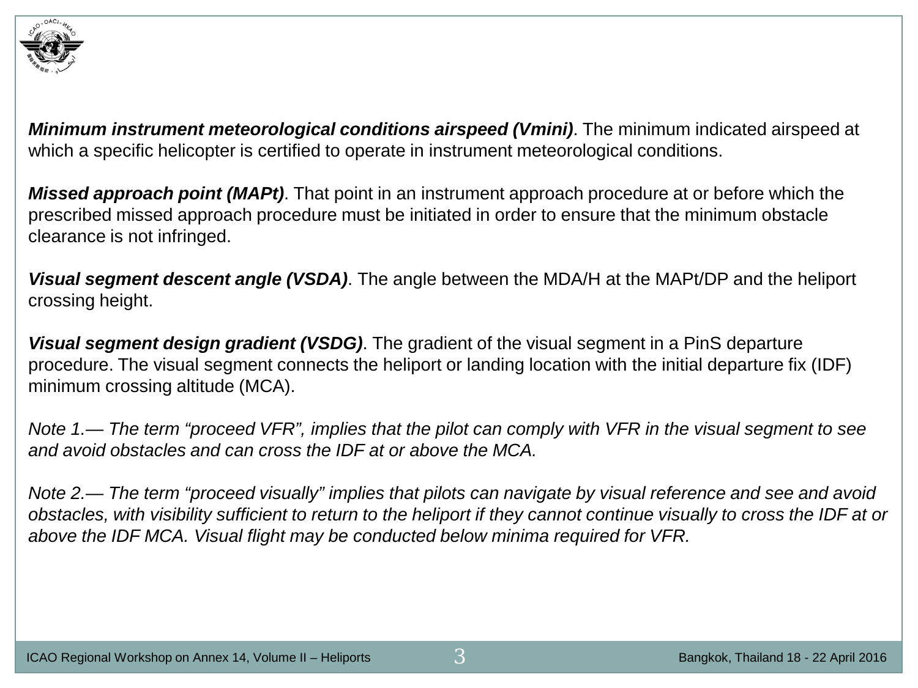***Minimum instrument meteorological conditions airspeed (Vmini)***. The minimum indicated airspeed at which a specific helicopter is certified to operate in instrument meteorological conditions.

***Missed approach point (MAPt)***. That point in an instrument approach procedure at or before which the prescribed missed approach procedure must be initiated in order to ensure that the minimum obstacle clearance is not infringed.

***Visual segment descent angle (VSDA)***. The angle between the MDA/H at the MAPt/DP and the heliport crossing height.

***Visual segment design gradient (VSDG)***. The gradient of the visual segment in a PinS departure procedure. The visual segment connects the heliport or landing location with the initial departure fix (IDF) minimum crossing altitude (MCA).

*Note 1.— The term "proceed VFR", implies that the pilot can comply with VFR in the visual segment to see and avoid obstacles and can cross the IDF at or above the MCA.*

*Note 2.— The term "proceed visually" implies that pilots can navigate by visual reference and see and avoid obstacles, with visibility sufficient to return to the heliport if they cannot continue visually to cross the IDF at or above the IDF MCA. Visual flight may be conducted below minima required for VFR.*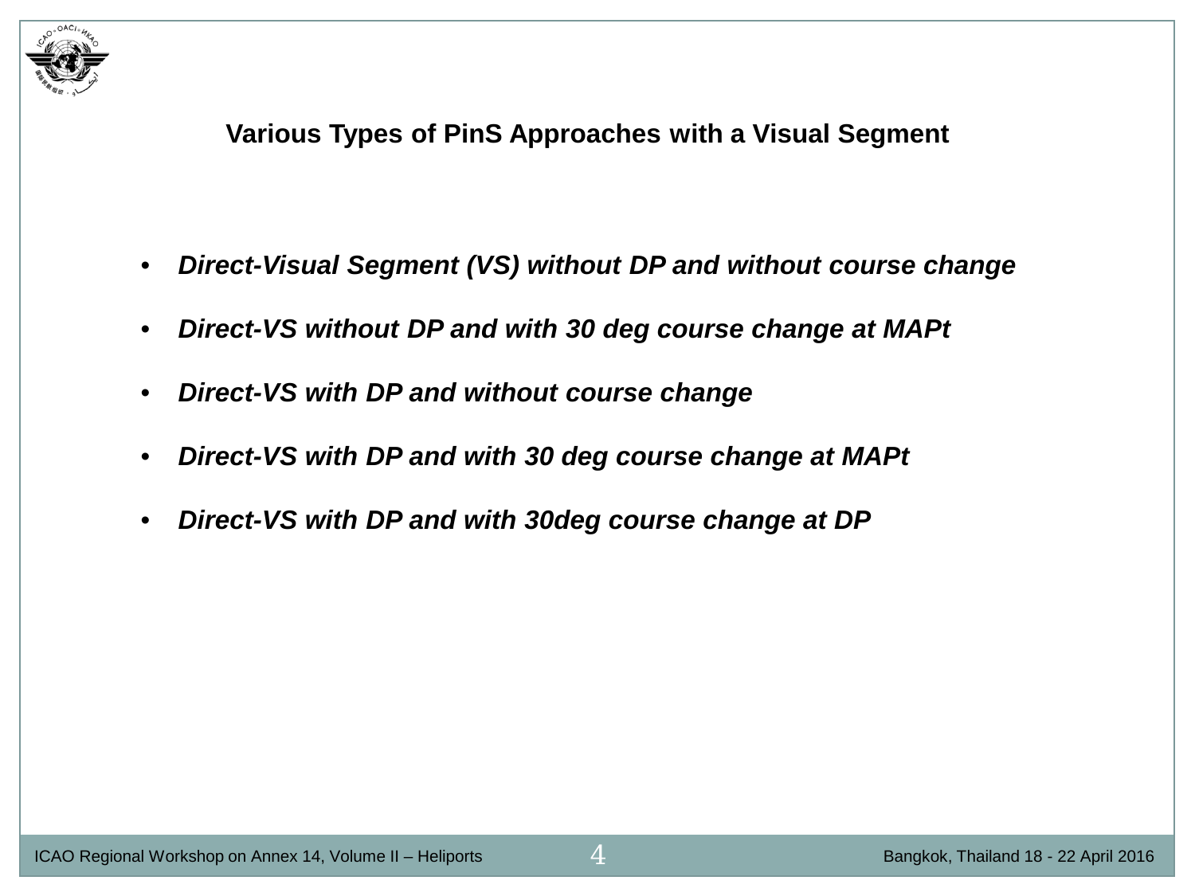## Various Types of PinS Approaches with a Visual Segment

- ***Direct-Visual Segment (VS) without DP and without course change***
- ***Direct-VS without DP and with 30 deg course change at MAPt***
- ***Direct-VS with DP and without course change***
- ***Direct-VS with DP and with 30 deg course change at MAPt***
- ***Direct-VS with DP and with 30deg course change at DP***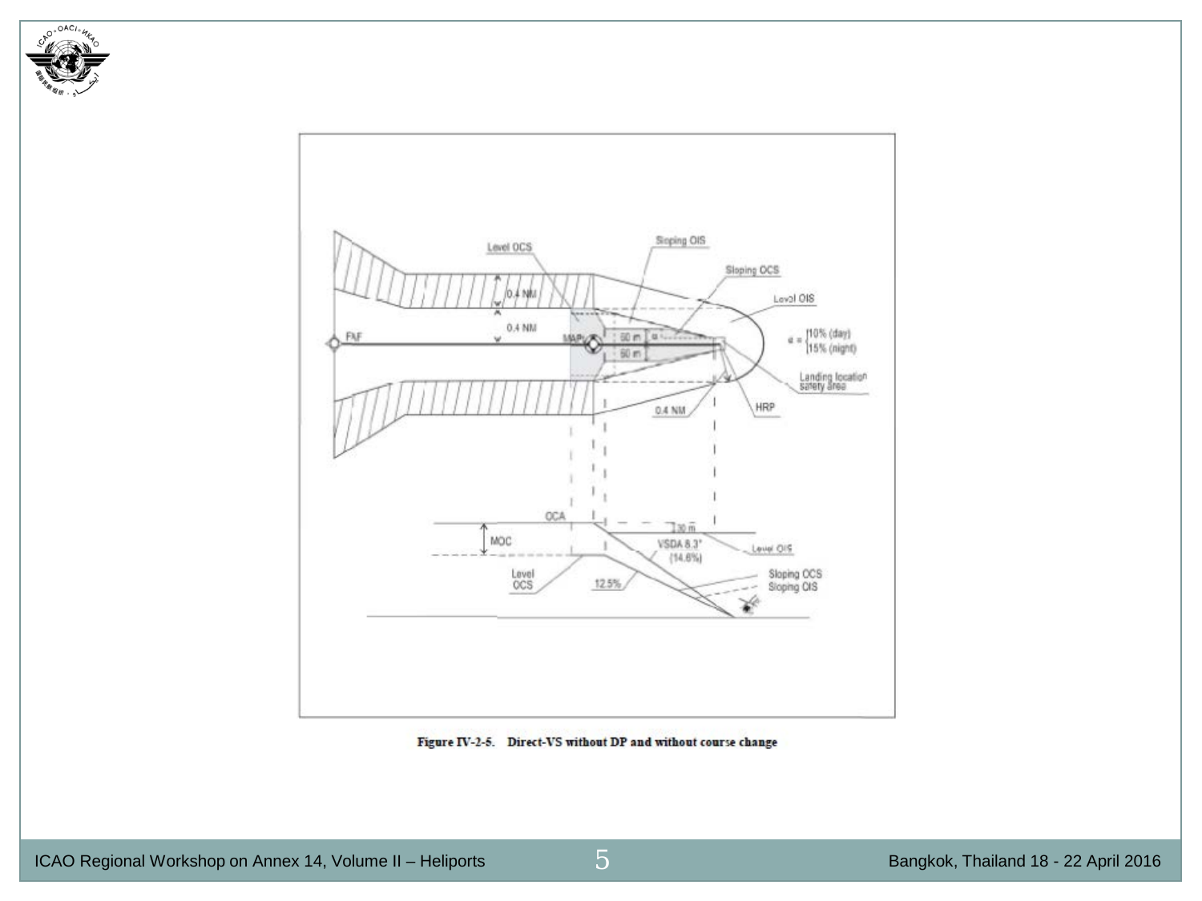Level OCS

Sloping OIS

Sloping OCS

Level OIS

0.4 NM

0.4 NM

FAF

MAPt

60 m

60 m

α

α = {10% (day), 15% (night)

Landing location safety area

0.4 NM

HRP

OCA

30 m

MOC

VSDA 8.3° (14.6%)

Level OIS

Level OCS

12.5%

Sloping OCS

Sloping OIS

Figure IV-2-5. Direct-VS without DP and without course change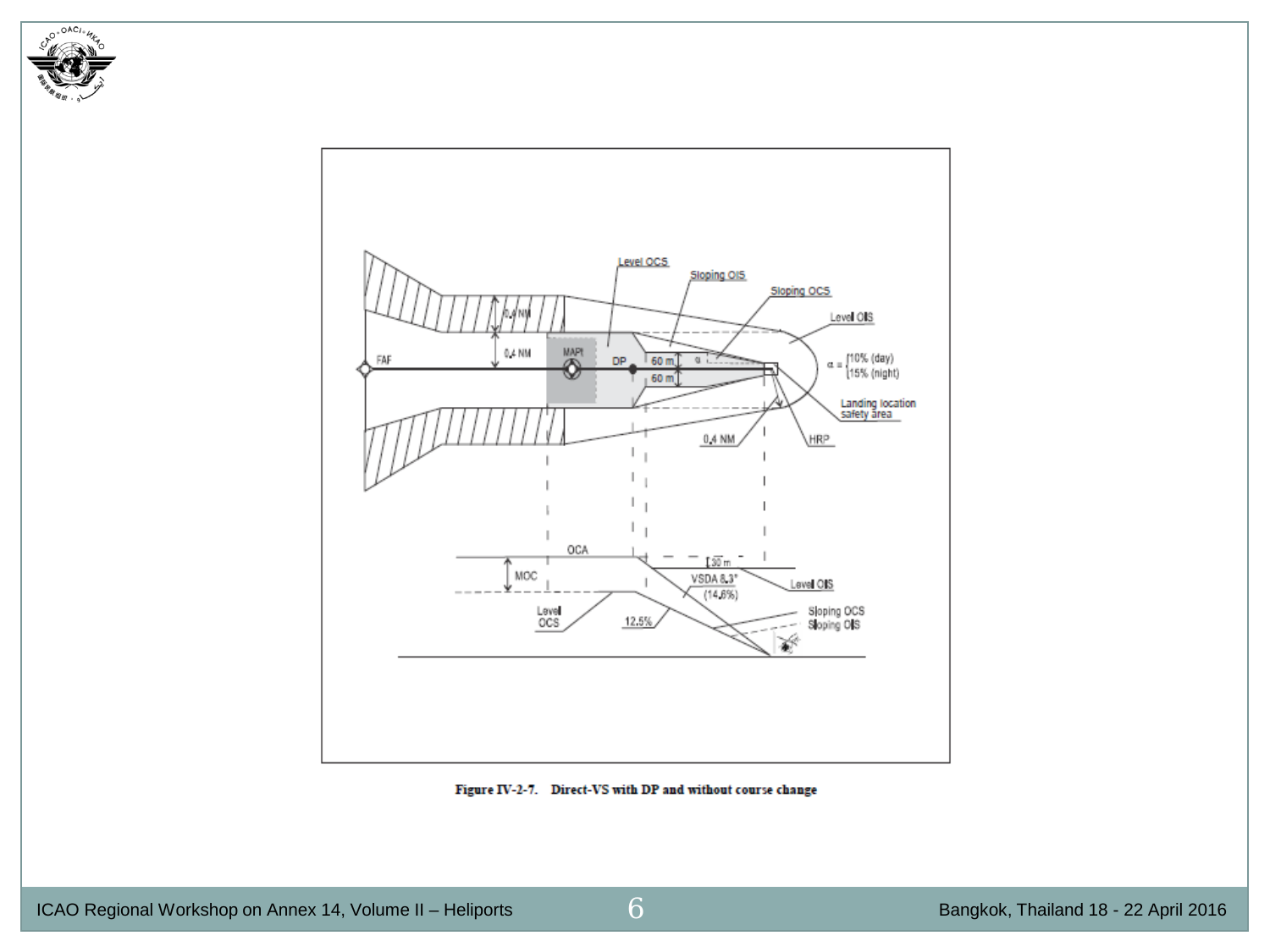Figure IV-2-7. Direct-VS with DP and without course change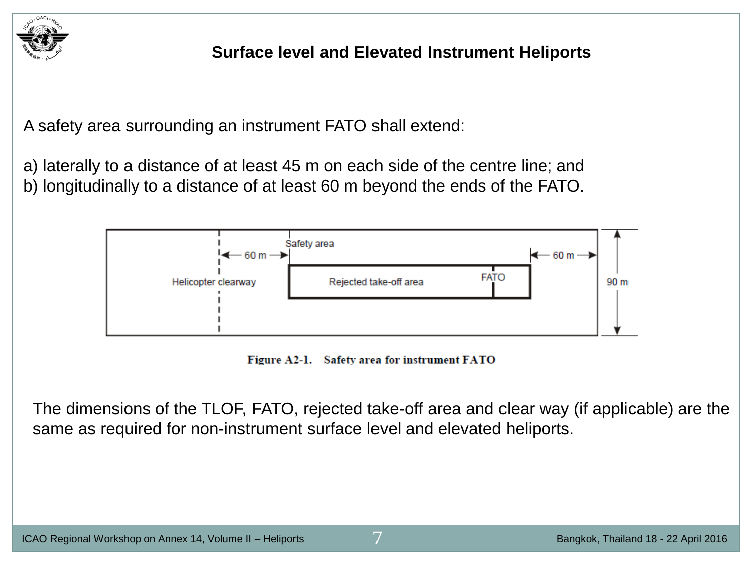# Surface level and Elevated Instrument Heliports

A safety area surrounding an instrument FATO shall extend:

a) laterally to a distance of at least 45 m on each side of the centre line; and
b) longitudinally to a distance of at least 60 m beyond the ends of the FATO.

Figure A2-1. Safety area for instrument FATO

The dimensions of the TLOF, FATO, rejected take-off area and clear way (if applicable) are the same as required for non-instrument surface level and elevated heliports.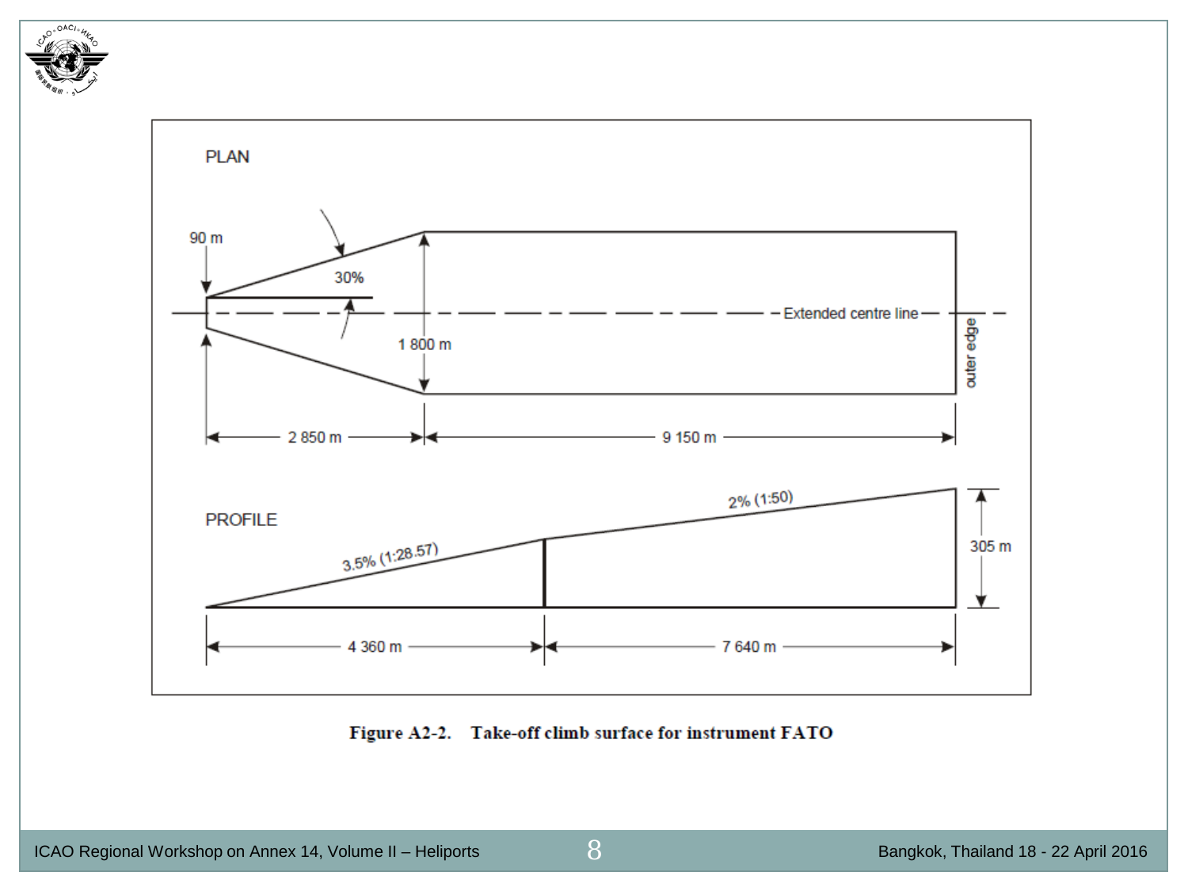PLAN

90 m

30%

1 800 m

Extended centre line

outer edge

2 850 m

9 150 m

PROFILE

3.5% (1:28.57)

2% (1:50)

305 m

4 360 m

7 640 m

**Figure A2-2. Take-off climb surface for instrument FATO**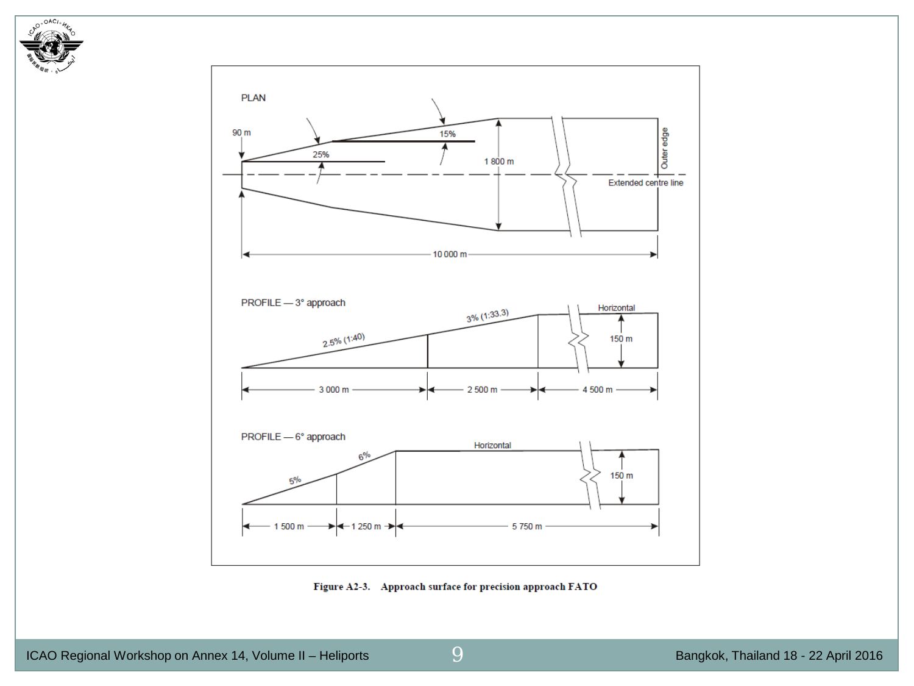PLAN

90 m

25%

15%

1 800 m

Outer edge

Extended centre line

10 000 m

PROFILE — 3° approach

2.5% (1:40)

3% (1:33.3)

Horizontal

150 m

3 000 m

2 500 m

4 500 m

PROFILE — 6° approach

5%

6%

Horizontal

150 m

1 500 m

1 250 m

5 750 m

**Figure A2-3. Approach surface for precision approach FATO**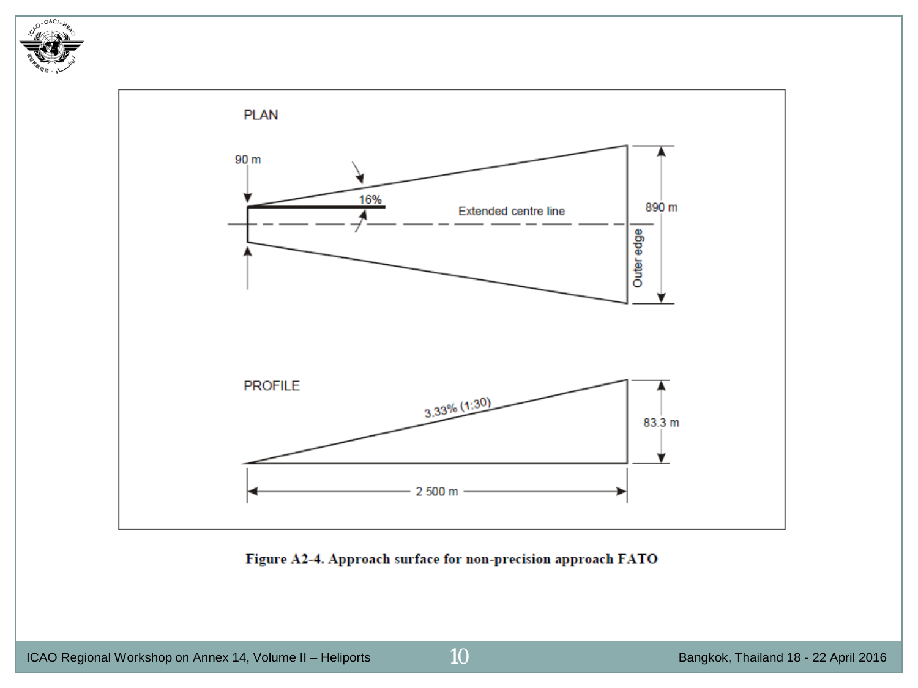PLAN

90 m

16%

Extended centre line

890 m

Outer edge

PROFILE

3.33% (1:30)

83.3 m

2 500 m

**Figure A2-4. Approach surface for non-precision approach FATO**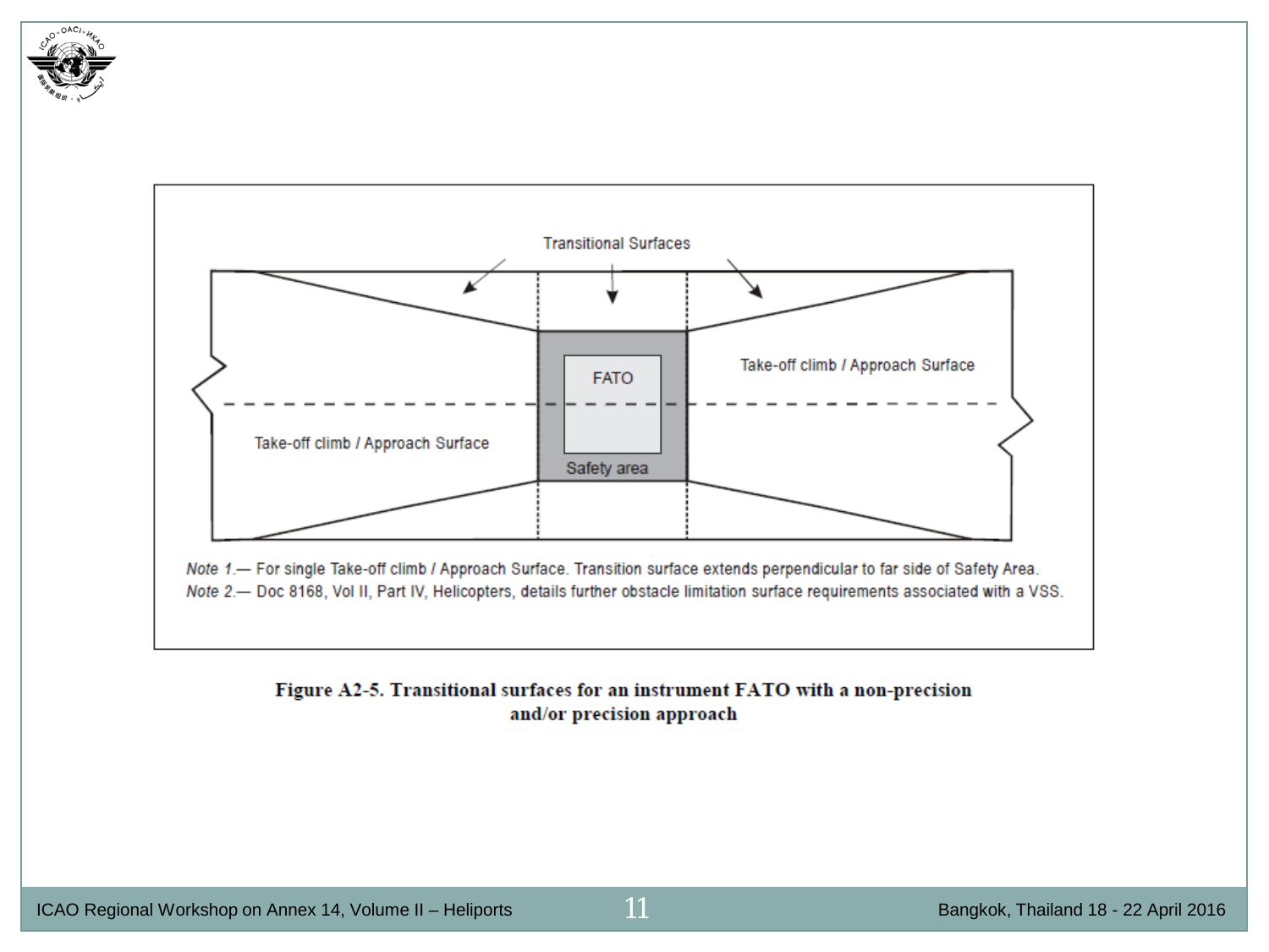Transitional Surfaces

FATO

Safety area

Take-off climb / Approach Surface

Take-off climb / Approach Surface

*Note 1.*— For single Take-off climb / Approach Surface. Transition surface extends perpendicular to far side of Safety Area.

*Note 2.*— Doc 8168, Vol II, Part IV, Helicopters, details further obstacle limitation surface requirements associated with a VSS.

**Figure A2-5. Transitional surfaces for an instrument FATO with a non-precision and/or precision approach**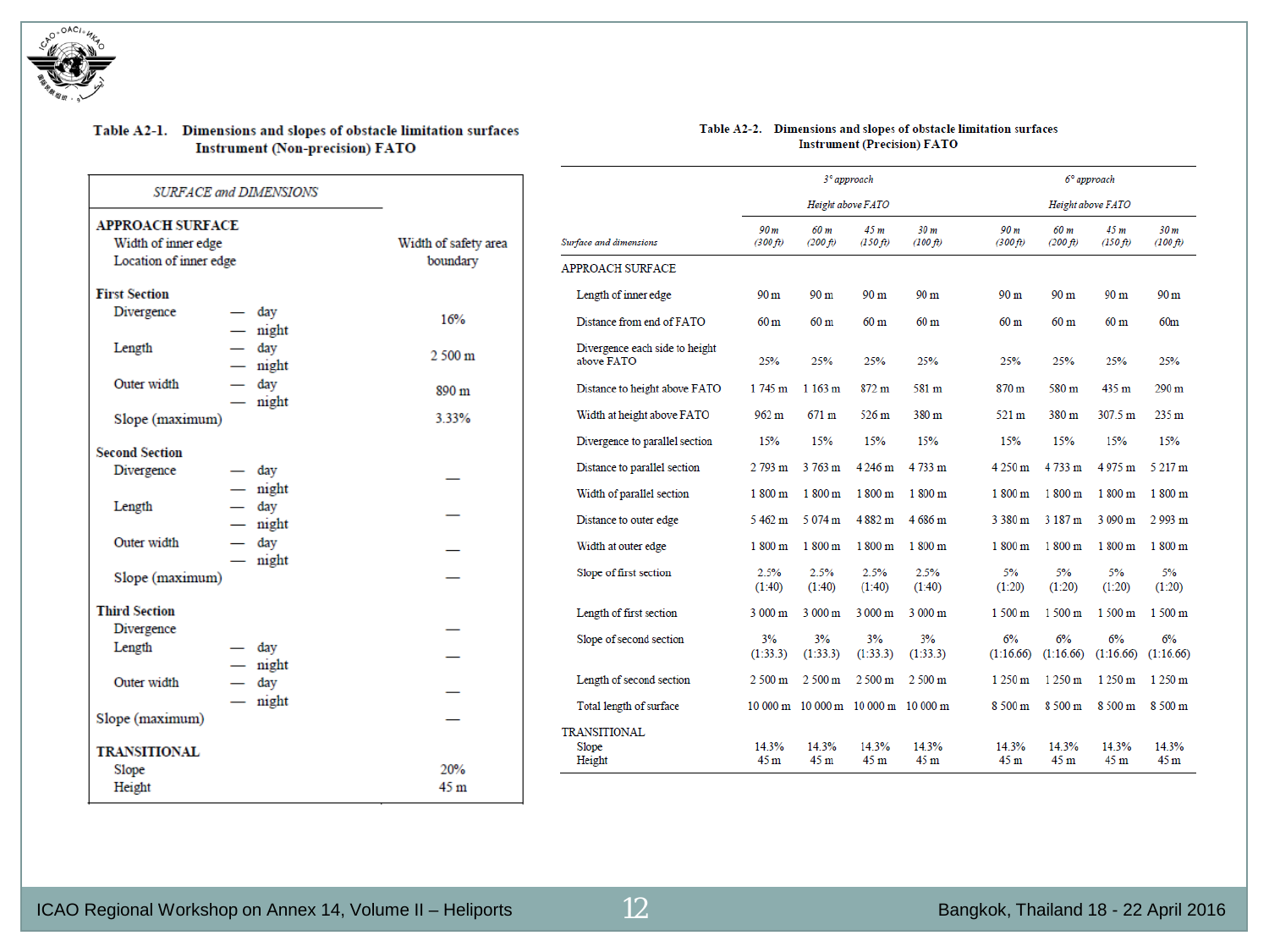**Table A2-1. Dimensions and slopes of obstacle limitation surfaces Instrument (Non-precision) FATO**

| *SURFACE and DIMENSIONS* | | |
|---|---|---|
| **APPROACH SURFACE** | | |
| Width of inner edge | | Width of safety area boundary |
| Location of inner edge | | |
| **First Section** | | |
| Divergence | — day<br>— night | 16% |
| Length | — day<br>— night | 2 500 m |
| Outer width | — day<br>— night | 890 m |
| Slope (maximum) | | 3.33% |
| **Second Section** | | |
| Divergence | — day<br>— night | — |
| Length | — day<br>— night | — |
| Outer width | — day<br>— night | — |
| Slope (maximum) | | — |
| **Third Section** | | |
| Divergence | | — |
| Length | — day<br>— night | — |
| Outer width | — day<br>— night | — |
| Slope (maximum) | | — |
| **TRANSITIONAL** | | |
| Slope | | 20% |
| Height | | 45 m |

**Table A2-2. Dimensions and slopes of obstacle limitation surfaces Instrument (Precision) FATO**

| | *3° approach* | | | | *6° approach* | | | |
|---|---|---|---|---|---|---|---|---|
| | *Height above FATO* | | | | *Height above FATO* | | | |
| *Surface and dimensions* | *90 m (300 ft)* | *60 m (200 ft)* | *45 m (150 ft)* | *30 m (100 ft)* | *90 m (300 ft)* | *60 m (200 ft)* | *45 m (150 ft)* | *30 m (100 ft)* |
| APPROACH SURFACE | | | | | | | | |
| Length of inner edge | 90 m | 90 m | 90 m | 90 m | 90 m | 90 m | 90 m | 90 m |
| Distance from end of FATO | 60 m | 60 m | 60 m | 60 m | 60 m | 60 m | 60 m | 60m |
| Divergence each side to height above FATO | 25% | 25% | 25% | 25% | 25% | 25% | 25% | 25% |
| Distance to height above FATO | 1 745 m | 1 163 m | 872 m | 581 m | 870 m | 580 m | 435 m | 290 m |
| Width at height above FATO | 962 m | 671 m | 526 m | 380 m | 521 m | 380 m | 307.5 m | 235 m |
| Divergence to parallel section | 15% | 15% | 15% | 15% | 15% | 15% | 15% | 15% |
| Distance to parallel section | 2 793 m | 3 763 m | 4 246 m | 4 733 m | 4 250 m | 4 733 m | 4 975 m | 5 217 m |
| Width of parallel section | 1 800 m | 1 800 m | 1 800 m | 1 800 m | 1 800 m | 1 800 m | 1 800 m | 1 800 m |
| Distance to outer edge | 5 462 m | 5 074 m | 4 882 m | 4 686 m | 3 380 m | 3 187 m | 3 090 m | 2 993 m |
| Width at outer edge | 1 800 m | 1 800 m | 1 800 m | 1 800 m | 1 800 m | 1 800 m | 1 800 m | 1 800 m |
| Slope of first section | 2.5% (1:40) | 2.5% (1:40) | 2.5% (1:40) | 2.5% (1:40) | 5% (1:20) | 5% (1:20) | 5% (1:20) | 5% (1:20) |
| Length of first section | 3 000 m | 3 000 m | 3 000 m | 3 000 m | 1 500 m | 1 500 m | 1 500 m | 1 500 m |
| Slope of second section | 3% (1:33.3) | 3% (1:33.3) | 3% (1:33.3) | 3% (1:33.3) | 6% (1:16.66) | 6% (1:16.66) | 6% (1:16.66) | 6% (1:16.66) |
| Length of second section | 2 500 m | 2 500 m | 2 500 m | 2 500 m | 1 250 m | 1 250 m | 1 250 m | 1 250 m |
| Total length of surface | 10 000 m | 10 000 m | 10 000 m | 10 000 m | 8 500 m | 8 500 m | 8 500 m | 8 500 m |
| TRANSITIONAL | | | | | | | | |
| Slope | 14.3% | 14.3% | 14.3% | 14.3% | 14.3% | 14.3% | 14.3% | 14.3% |
| Height | 45 m | 45 m | 45 m | 45 m | 45 m | 45 m | 45 m | 45 m |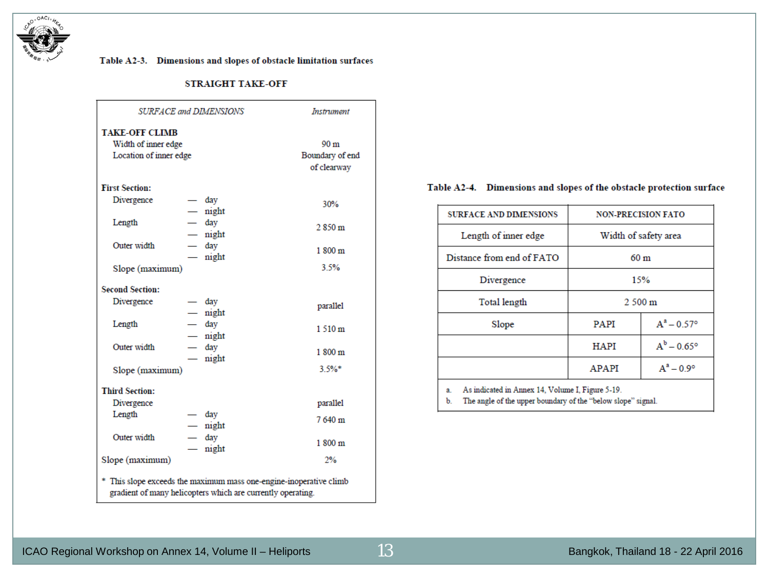**Table A2-3. Dimensions and slopes of obstacle limitation surfaces**

**STRAIGHT TAKE-OFF**

| *SURFACE and DIMENSIONS* | | *Instrument* |
|---|---|---|
| **TAKE-OFF CLIMB** | | |
| Width of inner edge | | 90 m |
| Location of inner edge | | Boundary of end of clearway |
| **First Section:** | | |
| Divergence | — day<br>— night | 30% |
| Length | — day<br>— night | 2 850 m |
| Outer width | — day<br>— night | 1 800 m |
| Slope (maximum) | | 3.5% |
| **Second Section:** | | |
| Divergence | — day<br>— night | parallel |
| Length | — day<br>— night | 1 510 m |
| Outer width | — day<br>— night | 1 800 m |
| Slope (maximum) | | 3.5%* |
| **Third Section:** | | |
| Divergence | | parallel |
| Length | — day<br>— night | 7 640 m |
| Outer width | — day<br>— night | 1 800 m |
| Slope (maximum) | | 2% |

\* This slope exceeds the maximum mass one-engine-inoperative climb gradient of many helicopters which are currently operating.

**Table A2-4. Dimensions and slopes of the obstacle protection surface**

| SURFACE AND DIMENSIONS | NON-PRECISION FATO | |
|---|---|---|
| Length of inner edge | Width of safety area | |
| Distance from end of FATO | 60 m | |
| Divergence | 15% | |
| Total length | 2 500 m | |
| Slope | PAPI | A[a] – 0.57° |
| | HAPI | A[b] – 0.65° |
| | APAPI | A[a] – 0.9° |

a. As indicated in Annex 14, Volume I, Figure 5-19.
b. The angle of the upper boundary of the "below slope" signal.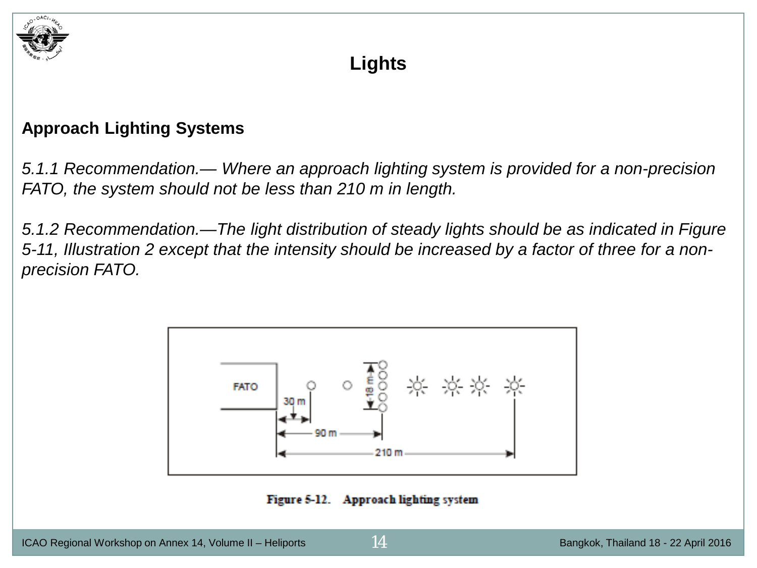# Lights

## Approach Lighting Systems

*5.1.1 Recommendation.— Where an approach lighting system is provided for a non-precision FATO, the system should not be less than 210 m in length.*

*5.1.2 Recommendation.—The light distribution of steady lights should be as indicated in Figure 5-11, Illustration 2 except that the intensity should be increased by a factor of three for a non-precision FATO.*

Figure 5-12. Approach lighting system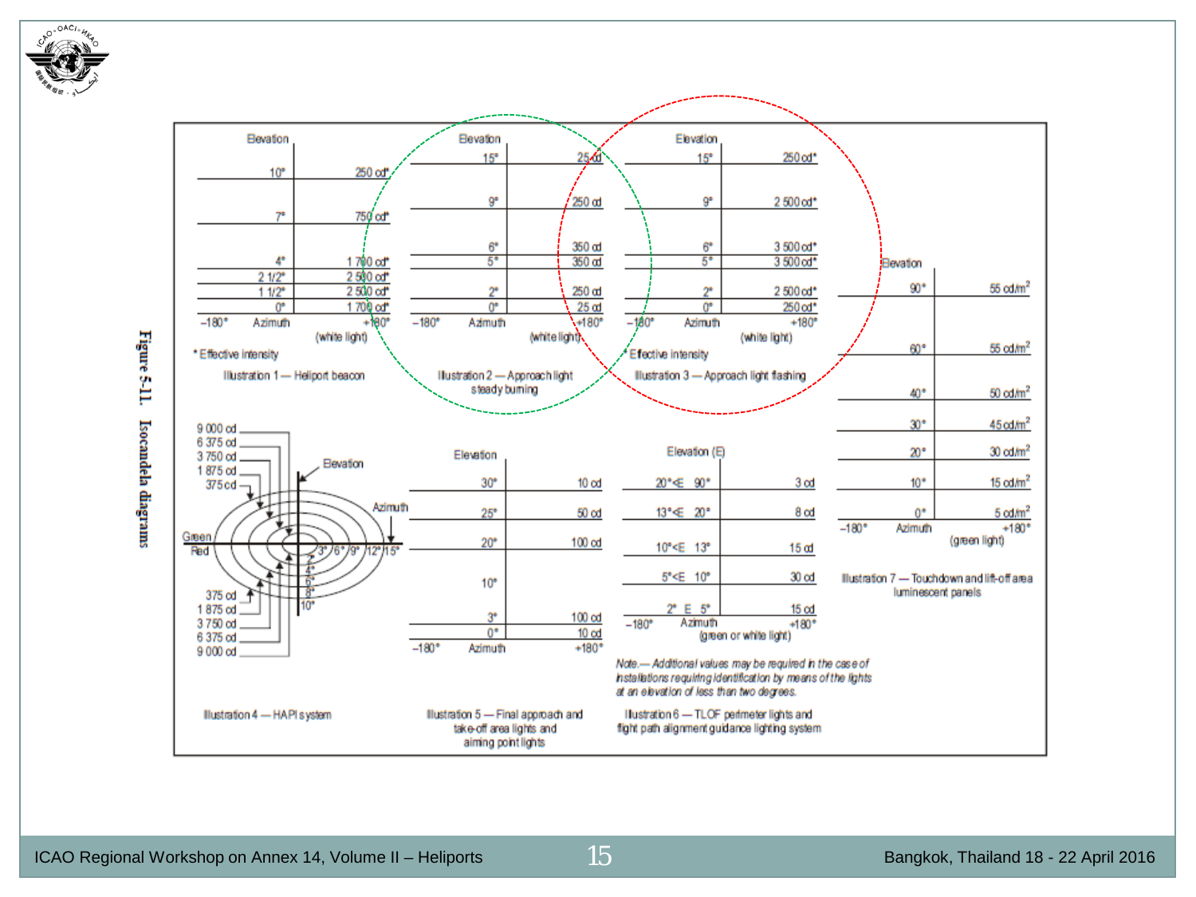**Figure 5-11. Isocandela diagrams**

**Illustration 1 — Heliport beacon** (white light)

| Elevation | Intensity |
|---|---|
| 10° | 250 cd* |
| 7° | 750 cd* |
| 4° | 1 700 cd* |
| 2 1/2° | 2 500 cd* |
| 1 1/2° | 2 500 cd* |
| 0° | 1 700 cd* |

Azimuth: −180° to +180°

* Effective intensity

**Illustration 2 — Approach light steady burning** (white light)

| Elevation | Intensity |
|---|---|
| 15° | 25 cd |
| 9° | 250 cd |
| 6° | 350 cd |
| 5° | 350 cd |
| 2° | 250 cd |
| 0° | 25 cd |

Azimuth: −180° to +180°

**Illustration 3 — Approach light flashing** (white light)

| Elevation | Intensity |
|---|---|
| 15° | 250 cd* |
| 9° | 2 500 cd* |
| 6° | 3 500 cd* |
| 5° | 3 500 cd* |
| 2° | 2 500 cd* |
| 0° | 250 cd* |

Azimuth: −180° to +180°

* Effective intensity

**Illustration 4 — HAPI system**

Intensities: 9 000 cd, 6 375 cd, 3 750 cd, 1 875 cd, 375 cd (Green above, Red below); Azimuth: 3°, 6°, 9°, 12°, 15°; Elevation: 2°, 4°, 5°, 8°, 10°

**Illustration 5 — Final approach and take-off area lights and aiming point lights**

| Elevation | Intensity |
|---|---|
| 30° | 10 cd |
| 25° | 50 cd |
| 20° | 100 cd |
| 10° | |
| 3° | 100 cd |
| 0° | 10 cd |

Azimuth: −180° to +180°

**Illustration 6 — TLOF perimeter lights and flight path alignment guidance lighting system** (green or white light)

| Elevation (E) | Intensity |
|---|---|
| 20° ≤ E ≤ 90° | 3 cd |
| 13° ≤ E ≤ 20° | 8 cd |
| 10° ≤ E ≤ 13° | 15 cd |
| 5° ≤ E ≤ 10° | 30 cd |
| 2° ≤ E ≤ 5° | 15 cd |

Azimuth: −180° to +180°

*Note.— Additional values may be required in the case of installations requiring identification by means of the lights at an elevation of less than two degrees.*

**Illustration 7 — Touchdown and lift-off area luminescent panels** (green light)

| Elevation | Luminance |
|---|---|
| 90° | 55 cd/m² |
| 60° | 55 cd/m² |
| 40° | 50 cd/m² |
| 30° | 45 cd/m² |
| 20° | 30 cd/m² |
| 10° | 15 cd/m² |
| 0° | 5 cd/m² |

Azimuth: −180° to +180°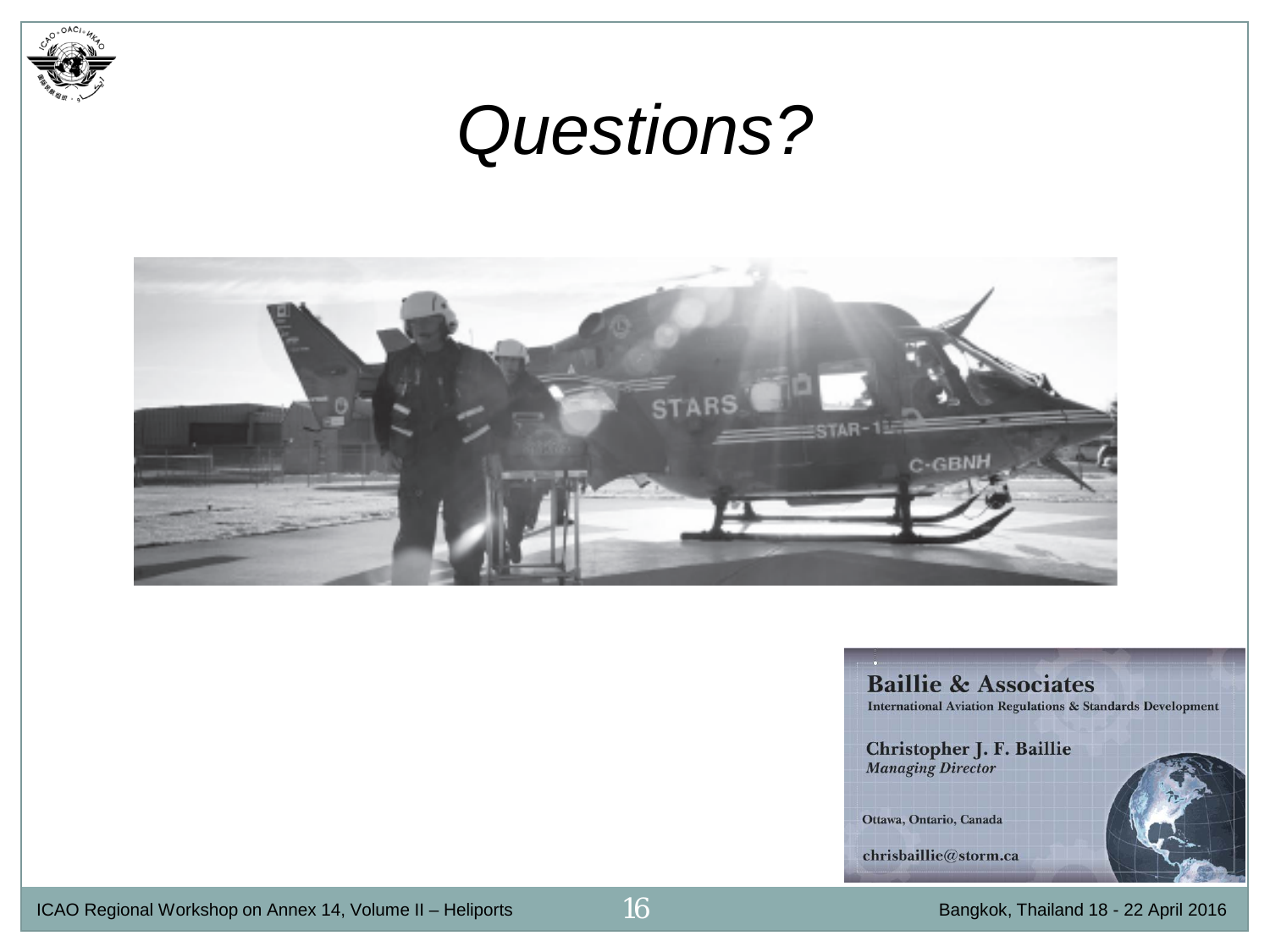# *Questions?*

**Baillie & Associates**
**International Aviation Regulations & Standards Development**

**Christopher J. F. Baillie**
***Managing Director***

**Ottawa, Ontario, Canada**

**chrisbaillie@storm.ca**